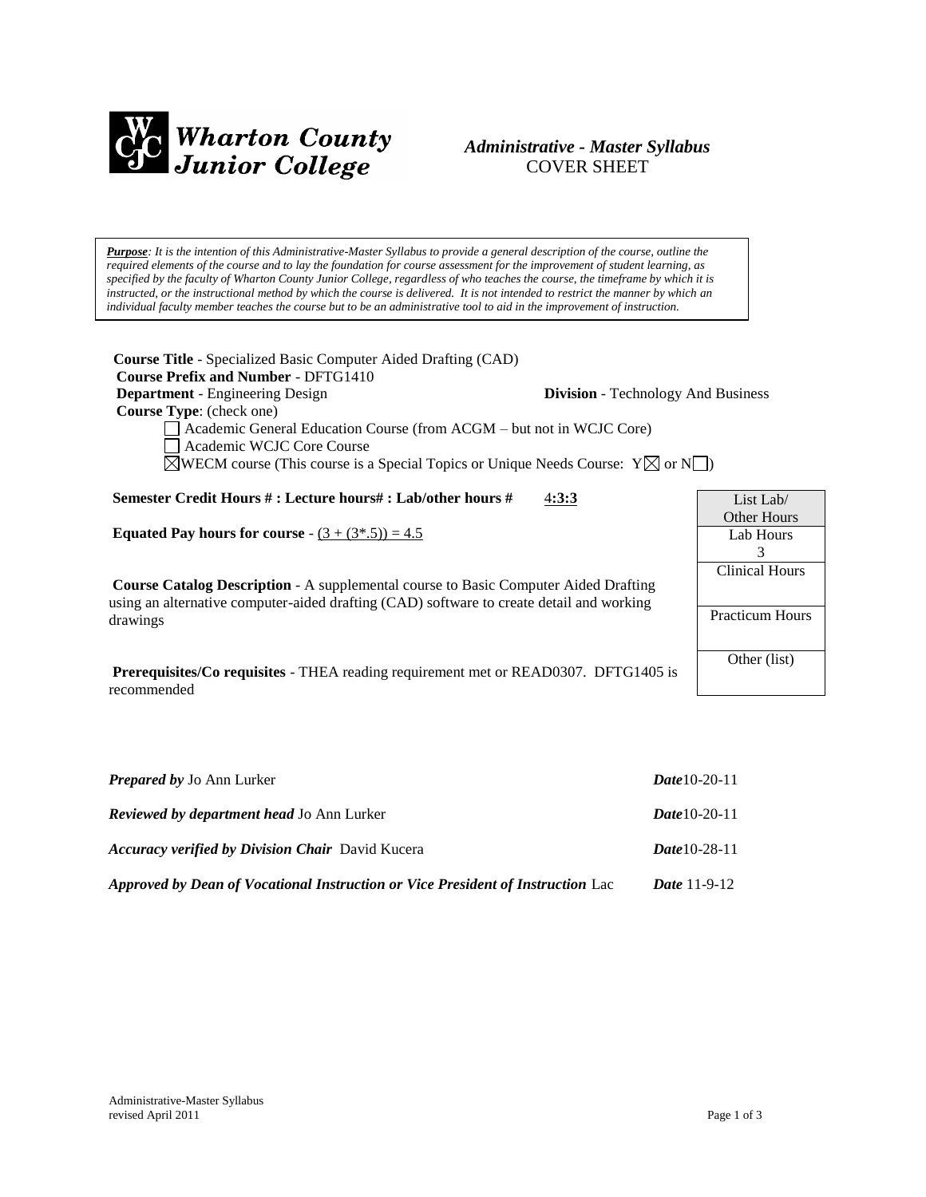**Wharton County Junior College**

***Administrative - Master Syllabus***
COVER SHEET

***Purpose****: It is the intention of this Administrative-Master Syllabus to provide a general description of the course, outline the required elements of the course and to lay the foundation for course assessment for the improvement of student learning, as specified by the faculty of Wharton County Junior College, regardless of who teaches the course, the timeframe by which it is instructed, or the instructional method by which the course is delivered. It is not intended to restrict the manner by which an individual faculty member teaches the course but to be an administrative tool to aid in the improvement of instruction.*

**Course Title** - Specialized Basic Computer Aided Drafting (CAD)
**Course Prefix and Number** - DFTG1410
**Department** - Engineering Design **Division** - Technology And Business
**Course Type**: (check one)

- ☐ Academic General Education Course (from ACGM – but not in WCJC Core)
- ☐ Academic WCJC Core Course
- ☒ WECM course (This course is a Special Topics or Unique Needs Course: Y☒ or N☐)

**Semester Credit Hours # : Lecture hours# : Lab/other hours #** 4**:3:3**

**Equated Pay hours for course** - (3 + (3*.5)) = 4.5

| List Lab/ Other Hours |
|---|
| Lab Hours 3 |
| Clinical Hours |
| Practicum Hours |
| Other (list) |

**Course Catalog Description** - A supplemental course to Basic Computer Aided Drafting using an alternative computer-aided drafting (CAD) software to create detail and working drawings

**Prerequisites/Co requisites** - THEA reading requirement met or READ0307. DFTG1405 is recommended

***Prepared by*** Jo Ann Lurker ***Date***10-20-11

***Reviewed by department head*** Jo Ann Lurker ***Date***10-20-11

***Accuracy verified by Division Chair*** David Kucera ***Date***10-28-11

***Approved by Dean of Vocational Instruction or Vice President of Instruction*** Lac ***Date*** 11-9-12

Administrative-Master Syllabus
revised April 2011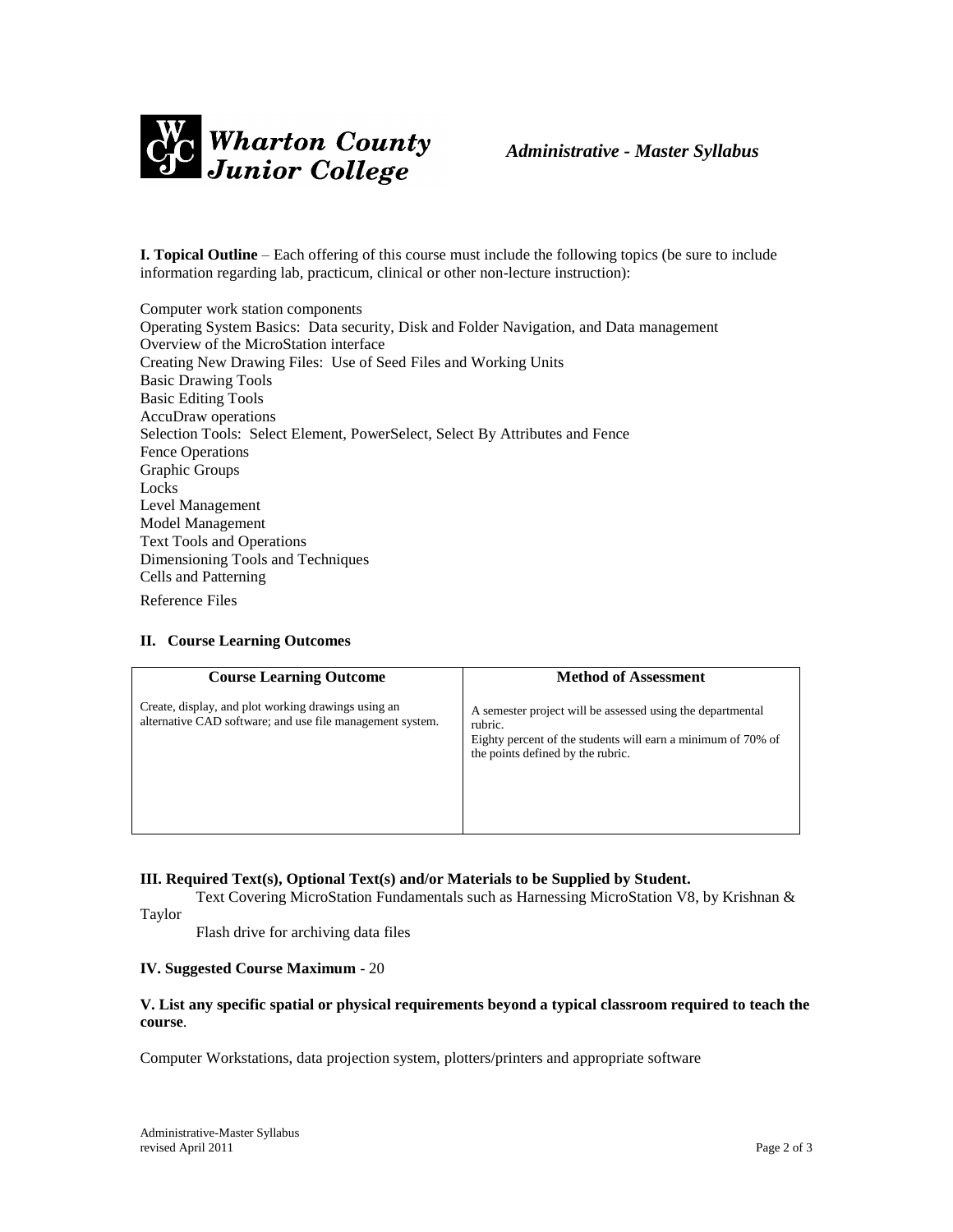Wharton County Junior College

*Administrative - Master Syllabus*

**I. Topical Outline** – Each offering of this course must include the following topics (be sure to include information regarding lab, practicum, clinical or other non-lecture instruction):

Computer work station components
Operating System Basics: Data security, Disk and Folder Navigation, and Data management
Overview of the MicroStation interface
Creating New Drawing Files: Use of Seed Files and Working Units
Basic Drawing Tools
Basic Editing Tools
AccuDraw operations
Selection Tools: Select Element, PowerSelect, Select By Attributes and Fence
Fence Operations
Graphic Groups
Locks
Level Management
Model Management
Text Tools and Operations
Dimensioning Tools and Techniques
Cells and Patterning
Reference Files

**II. Course Learning Outcomes**

| Course Learning Outcome | Method of Assessment |
|---|---|
| Create, display, and plot working drawings using an alternative CAD software; and use file management system. | A semester project will be assessed using the departmental rubric. Eighty percent of the students will earn a minimum of 70% of the points defined by the rubric. |

**III. Required Text(s), Optional Text(s) and/or Materials to be Supplied by Student.**

Text Covering MicroStation Fundamentals such as Harnessing MicroStation V8, by Krishnan & Taylor

Flash drive for archiving data files

**IV. Suggested Course Maximum** - 20

**V. List any specific spatial or physical requirements beyond a typical classroom required to teach the course**.

Computer Workstations, data projection system, plotters/printers and appropriate software

Administrative-Master Syllabus
revised April 2011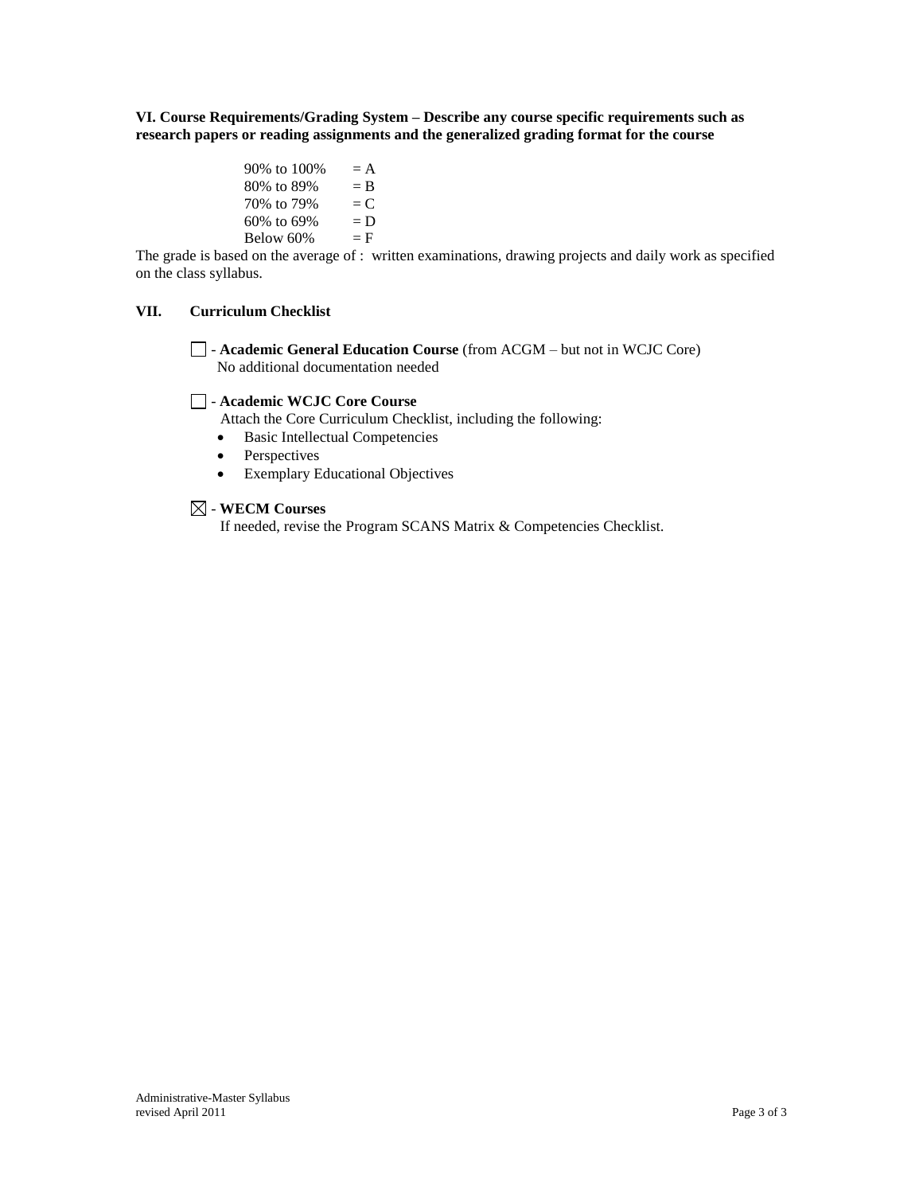**VI. Course Requirements/Grading System – Describe any course specific requirements such as research papers or reading assignments and the generalized grading format for the course**

| | |
|---|---|
| 90% to 100% | = A |
| 80% to 89% | = B |
| 70% to 79% | = C |
| 60% to 69% | = D |
| Below 60% | = F |

The grade is based on the average of : written examinations, drawing projects and daily work as specified on the class syllabus.

**VII. Curriculum Checklist**

☐ - **Academic General Education Course** (from ACGM – but not in WCJC Core)
No additional documentation needed

☐ - **Academic WCJC Core Course**
Attach the Core Curriculum Checklist, including the following:

- Basic Intellectual Competencies
- Perspectives
- Exemplary Educational Objectives

☒ - **WECM Courses**
If needed, revise the Program SCANS Matrix & Competencies Checklist.